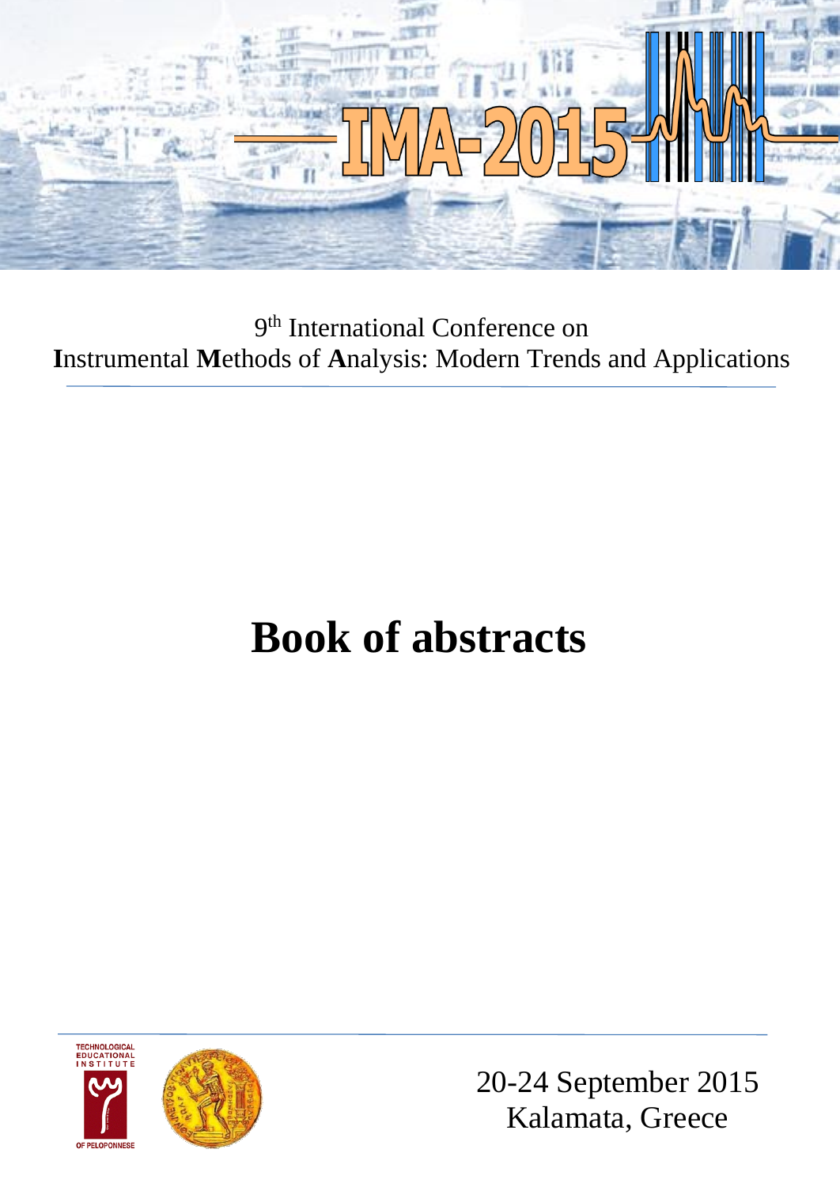IMA-2015

9th International Conference on
**I**nstrumental **M**ethods of **A**nalysis: Modern Trends and Applications

# Book of abstracts

TECHNOLOGICAL EDUCATIONAL INSTITUTE OF PELOPONNESE

20-24 September 2015
Kalamata, Greece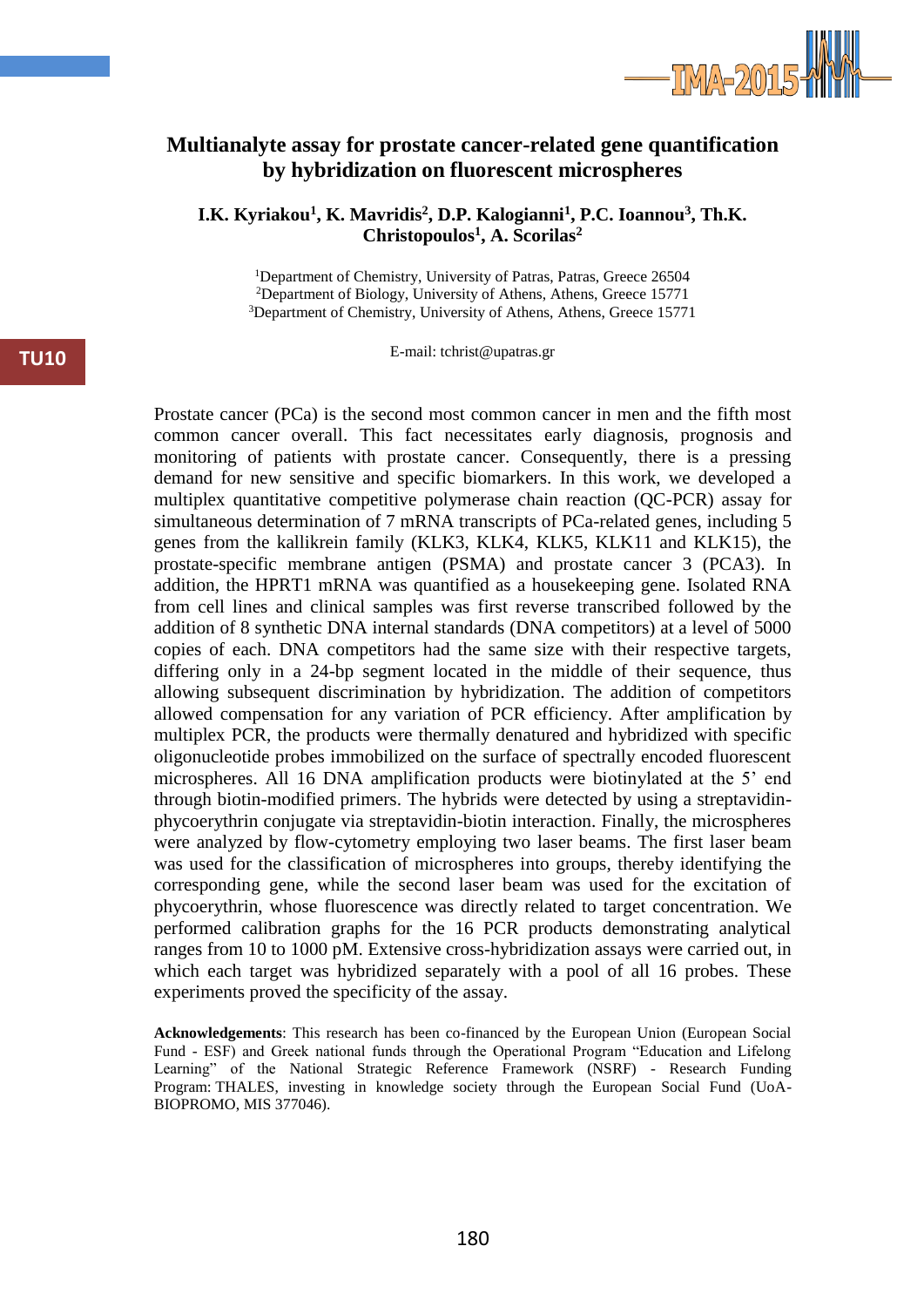# Multianalyte assay for prostate cancer-related gene quantification by hybridization on fluorescent microspheres

**I.K. Kyriakou[1], K. Mavridis[2], D.P. Kalogianni[1], P.C. Ioannou[3], Th.K. Christopoulos[1], A. Scorilas[2]**

[1]Department of Chemistry, University of Patras, Patras, Greece 26504
[2]Department of Biology, University of Athens, Athens, Greece 15771
[3]Department of Chemistry, University of Athens, Athens, Greece 15771

**TU10**

E-mail: tchrist@upatras.gr

Prostate cancer (PCa) is the second most common cancer in men and the fifth most common cancer overall. This fact necessitates early diagnosis, prognosis and monitoring of patients with prostate cancer. Consequently, there is a pressing demand for new sensitive and specific biomarkers. In this work, we developed a multiplex quantitative competitive polymerase chain reaction (QC-PCR) assay for simultaneous determination of 7 mRNA transcripts of PCa-related genes, including 5 genes from the kallikrein family (KLK3, KLK4, KLK5, KLK11 and KLK15), the prostate-specific membrane antigen (PSMA) and prostate cancer 3 (PCA3). In addition, the HPRT1 mRNA was quantified as a housekeeping gene. Isolated RNA from cell lines and clinical samples was first reverse transcribed followed by the addition of 8 synthetic DNA internal standards (DNA competitors) at a level of 5000 copies of each. DNA competitors had the same size with their respective targets, differing only in a 24-bp segment located in the middle of their sequence, thus allowing subsequent discrimination by hybridization. The addition of competitors allowed compensation for any variation of PCR efficiency. After amplification by multiplex PCR, the products were thermally denatured and hybridized with specific oligonucleotide probes immobilized on the surface of spectrally encoded fluorescent microspheres. All 16 DNA amplification products were biotinylated at the 5' end through biotin-modified primers. The hybrids were detected by using a streptavidin-phycoerythrin conjugate via streptavidin-biotin interaction. Finally, the microspheres were analyzed by flow-cytometry employing two laser beams. The first laser beam was used for the classification of microspheres into groups, thereby identifying the corresponding gene, while the second laser beam was used for the excitation of phycoerythrin, whose fluorescence was directly related to target concentration. We performed calibration graphs for the 16 PCR products demonstrating analytical ranges from 10 to 1000 pM. Extensive cross-hybridization assays were carried out, in which each target was hybridized separately with a pool of all 16 probes. These experiments proved the specificity of the assay.

**Acknowledgements**: This research has been co-financed by the European Union (European Social Fund - ESF) and Greek national funds through the Operational Program "Education and Lifelong Learning" of the National Strategic Reference Framework (NSRF) - Research Funding Program: THALES, investing in knowledge society through the European Social Fund (UoA-BIOPROMO, MIS 377046).